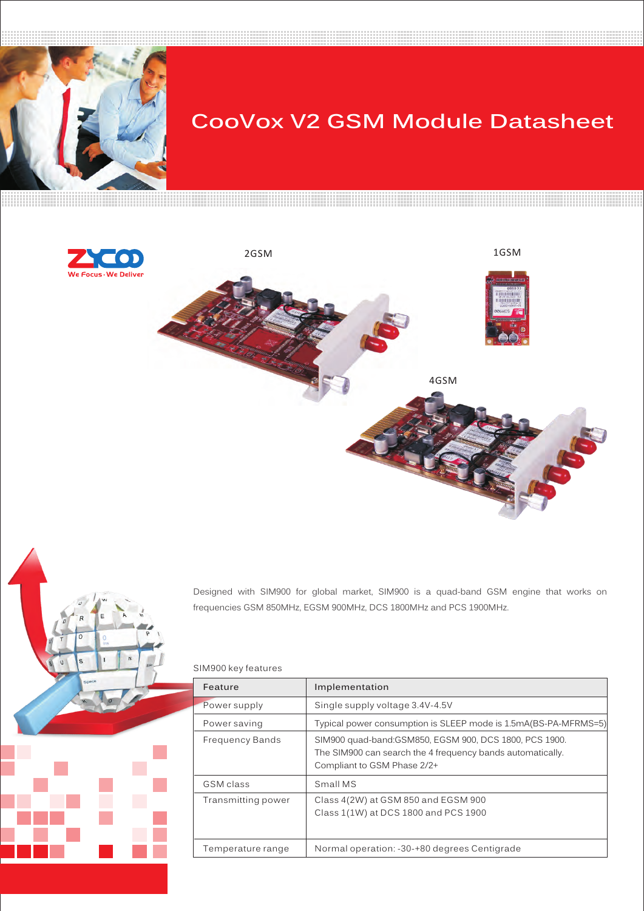# CooVox V2 GSM Module Datasheet

2GSM

1GSM

4GSM

Designed with SIM900 for global market, SIM900 is a quad-band GSM engine that works on frequencies GSM 850MHz, EGSM 900MHz, DCS 1800MHz and PCS 1900MHz.

SIM900 key features

| Feature | Implementation |
|---|---|
| Power supply | Single supply voltage 3.4V-4.5V |
| Power saving | Typical power consumption is SLEEP mode is 1.5mA(BS-PA-MFRMS=5) |
| Frequency Bands | SIM900 quad-band:GSM850, EGSM 900, DCS 1800, PCS 1900. The SIM900 can search the 4 frequency bands automatically. Compliant to GSM Phase 2/2+ |
| GSM class | Small MS |
| Transmitting power | Class 4(2W) at GSM 850 and EGSM 900<br>Class 1(1W) at DCS 1800 and PCS 1900 |
| Temperature range | Normal operation: -30-+80 degrees Centigrade |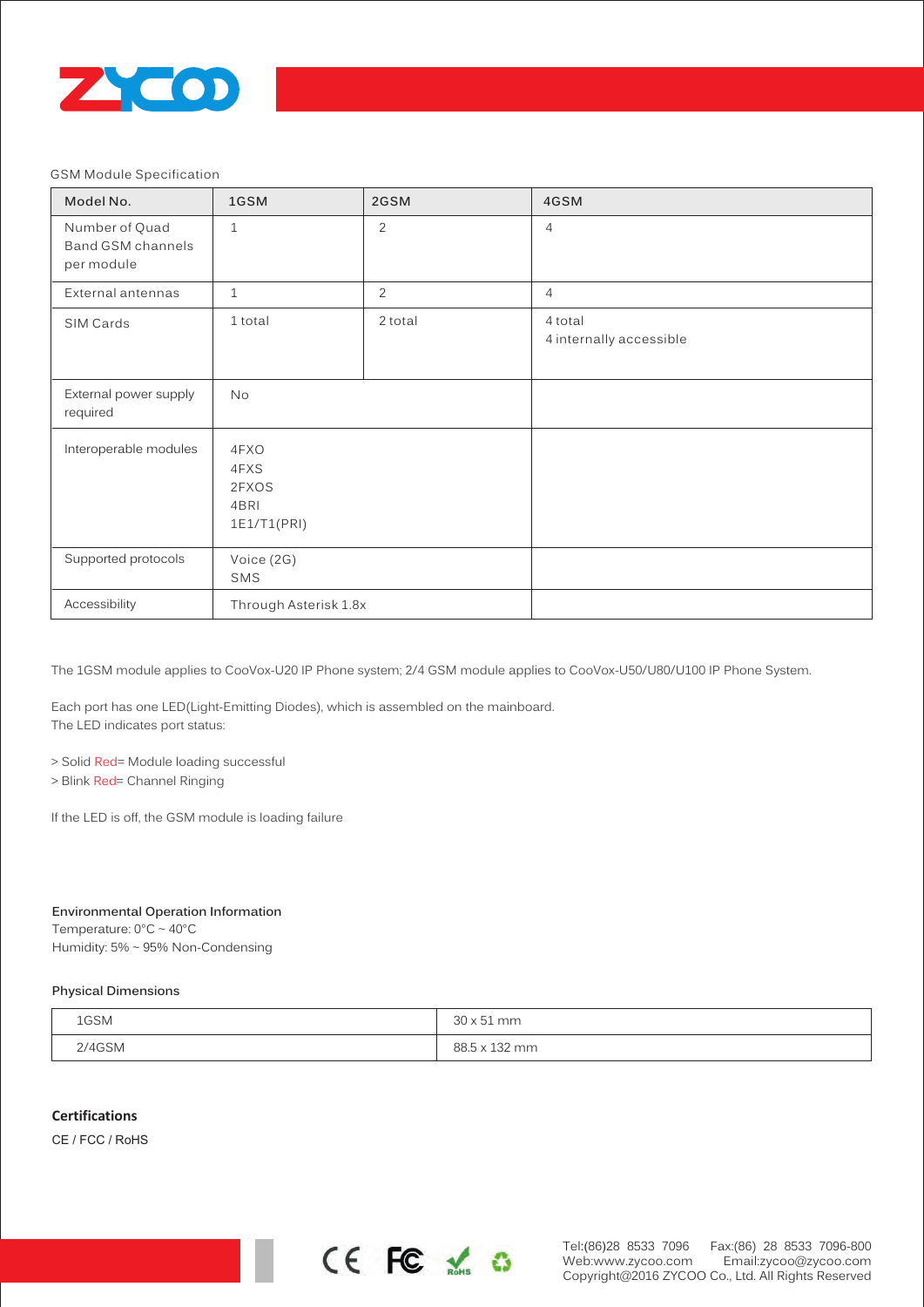GSM Module Specification

| Model No. | 1GSM | 2GSM | 4GSM |
|---|---|---|---|
| Number of Quad Band GSM channels per module | 1 | 2 | 4 |
| External antennas | 1 | 2 | 4 |
| SIM Cards | 1 total | 2 total | 4 total<br>4 internally accessible |
| External power supply required | No | | |
| Interoperable modules | 4FXO<br>4FXS<br>2FXOS<br>4BRI<br>1E1/T1(PRI) | | |
| Supported protocols | Voice (2G)<br>SMS | | |
| Accessibility | Through Asterisk 1.8x | | |

The 1GSM module applies to CooVox-U20 IP Phone system; 2/4 GSM module applies to CooVox-U50/U80/U100 IP Phone System.

Each port has one LED(Light-Emitting Diodes), which is assembled on the mainboard.
The LED indicates port status:

> Solid Red= Module loading successful
> Blink Red= Channel Ringing

If the LED is off, the GSM module is loading failure

**Environmental Operation Information**
Temperature: 0°C ~ 40°C
Humidity: 5% ~ 95% Non-Condensing

**Physical Dimensions**

| | |
|---|---|
| 1GSM | 30 x 51 mm |
| 2/4GSM | 88.5 x 132 mm |

**Certifications**

CE / FCC / RoHS

Tel:(86)28 8533 7096 Fax:(86) 28 8533 7096-800
Web:www.zycoo.com Email:zycoo@zycoo.com
Copyright@2016 ZYCOO Co., Ltd. All Rights Reserved